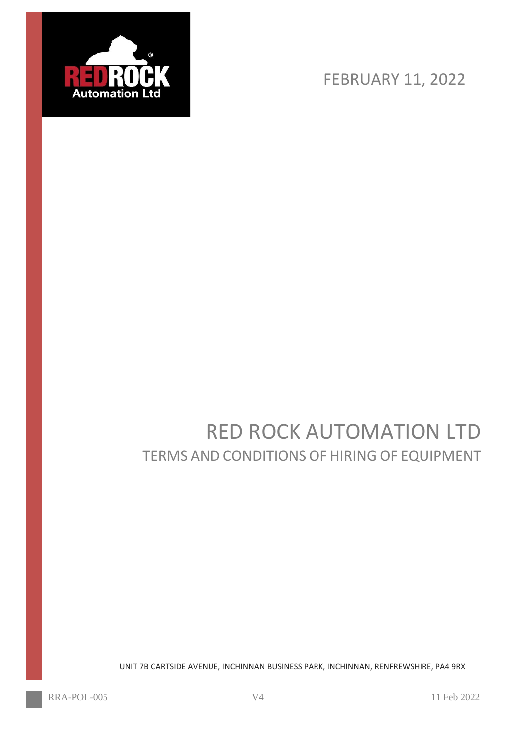FEBRUARY 11, 2022

# RED ROCK AUTOMATION LTD

## TERMS AND CONDITIONS OF HIRING OF EQUIPMENT

UNIT 7B CARTSIDE AVENUE, INCHINNAN BUSINESS PARK, INCHINNAN, RENFREWSHIRE, PA4 9RX

RRA-POL-005 V4 11 Feb 2022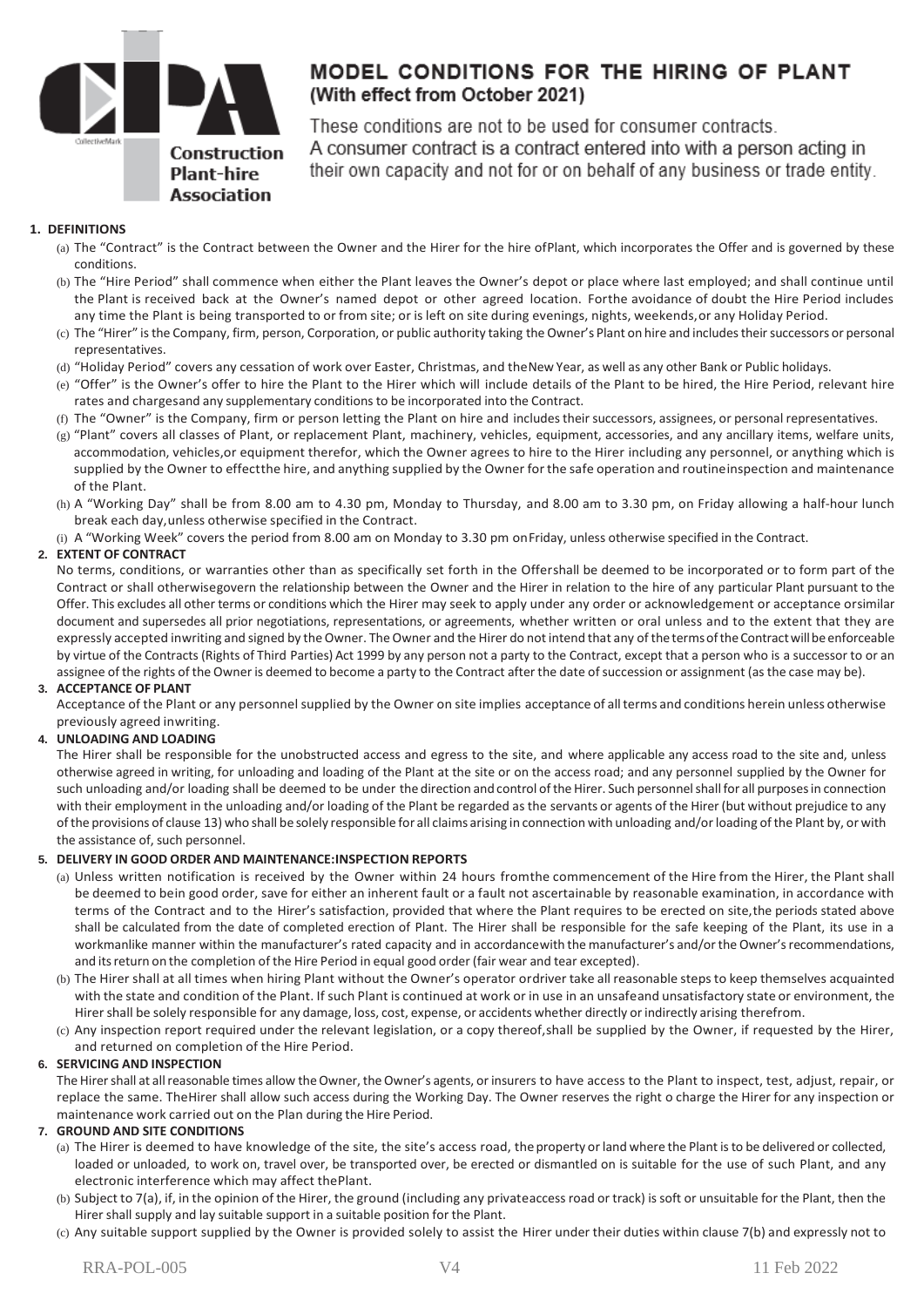# MODEL CONDITIONS FOR THE HIRING OF PLANT

**(With effect from October 2021)**

These conditions are not to be used for consumer contracts.
A consumer contract is a contract entered into with a person acting in their own capacity and not for or on behalf of any business or trade entity.

**1. DEFINITIONS**

(a) The "Contract" is the Contract between the Owner and the Hirer for the hire ofPlant, which incorporates the Offer and is governed by these conditions.

(b) The "Hire Period" shall commence when either the Plant leaves the Owner's depot or place where last employed; and shall continue until the Plant is received back at the Owner's named depot or other agreed location. Forthe avoidance of doubt the Hire Period includes any time the Plant is being transported to or from site; or is left on site during evenings, nights, weekends,or any Holiday Period.

(c) The "Hirer" is the Company, firm, person, Corporation, or public authority taking the Owner's Plant on hire and includes their successors or personal representatives.

(d) "Holiday Period" covers any cessation of work over Easter, Christmas, and theNew Year, as well as any other Bank or Public holidays.

(e) "Offer" is the Owner's offer to hire the Plant to the Hirer which will include details of the Plant to be hired, the Hire Period, relevant hire rates and chargesand any supplementary conditions to be incorporated into the Contract.

(f) The "Owner" is the Company, firm or person letting the Plant on hire and includes their successors, assignees, or personal representatives.

(g) "Plant" covers all classes of Plant, or replacement Plant, machinery, vehicles, equipment, accessories, and any ancillary items, welfare units, accommodation, vehicles,or equipment therefor, which the Owner agrees to hire to the Hirer including any personnel, or anything which is supplied by the Owner to effectthe hire, and anything supplied by the Owner for the safe operation and routineinspection and maintenance of the Plant.

(h) A "Working Day" shall be from 8.00 am to 4.30 pm, Monday to Thursday, and 8.00 am to 3.30 pm, on Friday allowing a half-hour lunch break each day,unless otherwise specified in the Contract.

(i) A "Working Week" covers the period from 8.00 am on Monday to 3.30 pm onFriday, unless otherwise specified in the Contract.

**2. EXTENT OF CONTRACT**

No terms, conditions, or warranties other than as specifically set forth in the Offershall be deemed to be incorporated or to form part of the Contract or shall otherwisegovern the relationship between the Owner and the Hirer in relation to the hire of any particular Plant pursuant to the Offer. This excludes all other terms or conditions which the Hirer may seek to apply under any order or acknowledgement or acceptance orsimilar document and supersedes all prior negotiations, representations, or agreements, whether written or oral unless and to the extent that they are expressly accepted inwriting and signed by the Owner. The Owner and the Hirer do not intend that any of the terms of the Contract will be enforceable by virtue of the Contracts (Rights of Third Parties) Act 1999 by any person not a party to the Contract, except that a person who is a successor to or an assignee of the rights of the Owner is deemed to become a party to the Contract after the date of succession or assignment (as the case may be).

**3. ACCEPTANCE OF PLANT**

Acceptance of the Plant or any personnel supplied by the Owner on site implies acceptance of all terms and conditions herein unless otherwise previously agreed inwriting.

**4. UNLOADING AND LOADING**

The Hirer shall be responsible for the unobstructed access and egress to the site, and where applicable any access road to the site and, unless otherwise agreed in writing, for unloading and loading of the Plant at the site or on the access road; and any personnel supplied by the Owner for such unloading and/or loading shall be deemed to be under the direction and control of the Hirer. Such personnel shall for all purposes in connection with their employment in the unloading and/or loading of the Plant be regarded as the servants or agents of the Hirer (but without prejudice to any of the provisions of clause 13) who shall be solely responsible for all claims arising in connection with unloading and/or loading of the Plant by, or with the assistance of, such personnel.

**5. DELIVERY IN GOOD ORDER AND MAINTENANCE:INSPECTION REPORTS**

(a) Unless written notification is received by the Owner within 24 hours fromthe commencement of the Hire from the Hirer, the Plant shall be deemed to bein good order, save for either an inherent fault or a fault not ascertainable by reasonable examination, in accordance with terms of the Contract and to the Hirer's satisfaction, provided that where the Plant requires to be erected on site,the periods stated above shall be calculated from the date of completed erection of Plant. The Hirer shall be responsible for the safe keeping of the Plant, its use in a workmanlike manner within the manufacturer's rated capacity and in accordancewith the manufacturer's and/or the Owner's recommendations, and its return on the completion of the Hire Period in equal good order (fair wear and tear excepted).

(b) The Hirer shall at all times when hiring Plant without the Owner's operator ordriver take all reasonable steps to keep themselves acquainted with the state and condition of the Plant. If such Plant is continued at work or in use in an unsafeand unsatisfactory state or environment, the Hirer shall be solely responsible for any damage, loss, cost, expense, or accidents whether directly or indirectly arising therefrom.

(c) Any inspection report required under the relevant legislation, or a copy thereof,shall be supplied by the Owner, if requested by the Hirer, and returned on completion of the Hire Period.

**6. SERVICING AND INSPECTION**

The Hirer shall at all reasonable times allow the Owner, the Owner's agents, or insurers to have access to the Plant to inspect, test, adjust, repair, or replace the same. TheHirer shall allow such access during the Working Day. The Owner reserves the right o charge the Hirer for any inspection or maintenance work carried out on the Plan during the Hire Period.

**7. GROUND AND SITE CONDITIONS**

(a) The Hirer is deemed to have knowledge of the site, the site's access road, the property or land where the Plant is to be delivered or collected, loaded or unloaded, to work on, travel over, be transported over, be erected or dismantled on is suitable for the use of such Plant, and any electronic interference which may affect thePlant.

(b) Subject to 7(a), if, in the opinion of the Hirer, the ground (including any privateaccess road or track) is soft or unsuitable for the Plant, then the Hirer shall supply and lay suitable support in a suitable position for the Plant.

(c) Any suitable support supplied by the Owner is provided solely to assist the Hirer under their duties within clause 7(b) and expressly not to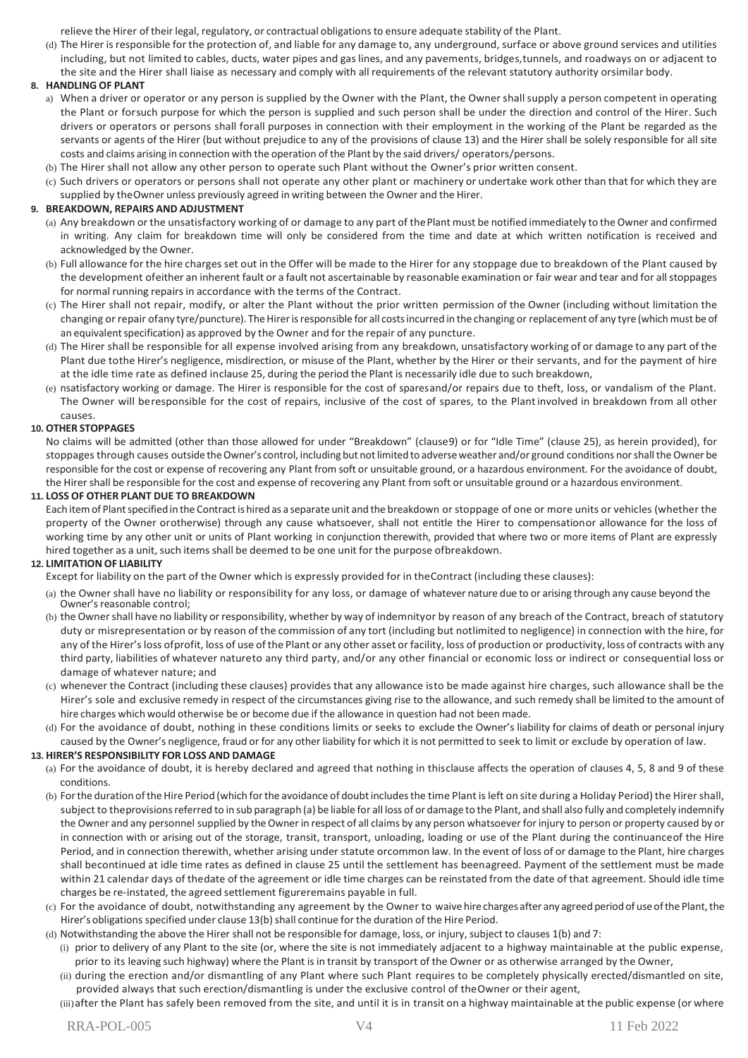relieve the Hirer of their legal, regulatory, or contractual obligations to ensure adequate stability of the Plant.

(d) The Hirer is responsible for the protection of, and liable for any damage to, any underground, surface or above ground services and utilities including, but not limited to cables, ducts, water pipes and gas lines, and any pavements, bridges,tunnels, and roadways on or adjacent to the site and the Hirer shall liaise as necessary and comply with all requirements of the relevant statutory authority orsimilar body.

**8. HANDLING OF PLANT**

a) When a driver or operator or any person is supplied by the Owner with the Plant, the Owner shall supply a person competent in operating the Plant or forsuch purpose for which the person is supplied and such person shall be under the direction and control of the Hirer. Such drivers or operators or persons shall forall purposes in connection with their employment in the working of the Plant be regarded as the servants or agents of the Hirer (but without prejudice to any of the provisions of clause 13) and the Hirer shall be solely responsible for all site costs and claims arising in connection with the operation of the Plant by the said drivers/ operators/persons.

(b) The Hirer shall not allow any other person to operate such Plant without the Owner's prior written consent.

(c) Such drivers or operators or persons shall not operate any other plant or machinery or undertake work other than that for which they are supplied by theOwner unless previously agreed in writing between the Owner and the Hirer.

**9. BREAKDOWN, REPAIRS AND ADJUSTMENT**

(a) Any breakdown or the unsatisfactory working of or damage to any part of thePlant must be notified immediately to the Owner and confirmed in writing. Any claim for breakdown time will only be considered from the time and date at which written notification is received and acknowledged by the Owner.

(b) Full allowance for the hire charges set out in the Offer will be made to the Hirer for any stoppage due to breakdown of the Plant caused by the development ofeither an inherent fault or a fault not ascertainable by reasonable examination or fair wear and tear and for all stoppages for normal running repairs in accordance with the terms of the Contract.

(c) The Hirer shall not repair, modify, or alter the Plant without the prior written permission of the Owner (including without limitation the changing or repair ofany tyre/puncture). The Hirer is responsible for all costs incurred in the changing or replacement of any tyre (which must be of an equivalent specification) as approved by the Owner and for the repair of any puncture.

(d) The Hirer shall be responsible for all expense involved arising from any breakdown, unsatisfactory working of or damage to any part of the Plant due tothe Hirer's negligence, misdirection, or misuse of the Plant, whether by the Hirer or their servants, and for the payment of hire at the idle time rate as defined inclause 25, during the period the Plant is necessarily idle due to such breakdown,

(e) nsatisfactory working or damage. The Hirer is responsible for the cost of sparesand/or repairs due to theft, loss, or vandalism of the Plant. The Owner will beresponsible for the cost of repairs, inclusive of the cost of spares, to the Plantinvolved in breakdown from all other causes.

**10. OTHER STOPPAGES**

No claims will be admitted (other than those allowed for under "Breakdown" (clause9) or for "Idle Time" (clause 25), as herein provided), for stoppages through causes outside the Owner's control, including but not limited to adverse weather and/or ground conditions nor shall the Owner be responsible for the cost or expense of recovering any Plant from soft or unsuitable ground, or a hazardous environment. For the avoidance of doubt, the Hirer shall be responsible for the cost and expense of recovering any Plant from soft or unsuitable ground or a hazardous environment.

**11. LOSS OF OTHER PLANT DUE TO BREAKDOWN**

Each item of Plant specified in the Contract is hired as a separate unit and the breakdown or stoppage of one or more units or vehicles (whether the property of the Owner orotherwise) through any cause whatsoever, shall not entitle the Hirer to compensationor allowance for the loss of working time by any other unit or units of Plant working in conjunction therewith, provided that where two or more items of Plant are expressly hired together as a unit, such items shall be deemed to be one unit for the purpose ofbreakdown.

**12. LIMITATION OF LIABILITY**

Except for liability on the part of the Owner which is expressly provided for in theContract (including these clauses):

(a) the Owner shall have no liability or responsibility for any loss, or damage of whatever nature due to or arising through any cause beyond the Owner's reasonable control;

(b) the Owner shall have no liability or responsibility, whether by way of indemnityor by reason of any breach of the Contract, breach of statutory duty or misrepresentation or by reason of the commission of any tort (including but notlimited to negligence) in connection with the hire, for any of the Hirer's loss ofprofit, loss of use of the Plant or any other asset or facility, loss of production or productivity, loss of contracts with any third party, liabilities of whatever natureto any third party, and/or any other financial or economic loss or indirect or consequential loss or damage of whatever nature; and

(c) whenever the Contract (including these clauses) provides that any allowance isto be made against hire charges, such allowance shall be the Hirer's sole and exclusive remedy in respect of the circumstances giving rise to the allowance, and such remedy shall be limited to the amount of hire charges which would otherwise be or become due if the allowance in question had not been made.

(d) For the avoidance of doubt, nothing in these conditions limits or seeks to exclude the Owner's liability for claims of death or personal injury caused by the Owner's negligence, fraud or for any other liability for which it is not permitted to seek to limit or exclude by operation of law.

**13. HIRER'S RESPONSIBILITY FOR LOSS AND DAMAGE**

(a) For the avoidance of doubt, it is hereby declared and agreed that nothing in thisclause affects the operation of clauses 4, 5, 8 and 9 of these conditions.

(b) For the duration of the Hire Period (which for the avoidance of doubt includes the time Plant is left on site during a Holiday Period) the Hirer shall, subject to theprovisions referred to in sub paragraph (a) be liable for all loss of or damage to the Plant, and shall also fully and completely indemnify the Owner and any personnel supplied by the Owner in respect of all claims by any person whatsoever for injury to person or property caused by or in connection with or arising out of the storage, transit, transport, unloading, loading or use of the Plant during the continuanceof the Hire Period, and in connection therewith, whether arising under statute orcommon law. In the event of loss of or damage to the Plant, hire charges shall becontinued at idle time rates as defined in clause 25 until the settlement has beenagreed. Payment of the settlement must be made within 21 calendar days of thedate of the agreement or idle time charges can be reinstated from the date of that agreement. Should idle time charges be re-instated, the agreed settlement figureremains payable in full.

(c) For the avoidance of doubt, notwithstanding any agreement by the Owner to waive hire charges after any agreed period of use of the Plant, the Hirer's obligations specified under clause 13(b) shall continue for the duration of the Hire Period.

(d) Notwithstanding the above the Hirer shall not be responsible for damage, loss, or injury, subject to clauses 1(b) and 7:

(i) prior to delivery of any Plant to the site (or, where the site is not immediately adjacent to a highway maintainable at the public expense, prior to its leaving such highway) where the Plant is in transit by transport of the Owner or as otherwise arranged by the Owner,

(ii) during the erection and/or dismantling of any Plant where such Plant requires to be completely physically erected/dismantled on site, provided always that such erection/dismantling is under the exclusive control of theOwner or their agent,

(iii) after the Plant has safely been removed from the site, and until it is in transit on a highway maintainable at the public expense (or where

RRA-POL-005 V4 11 Feb 2022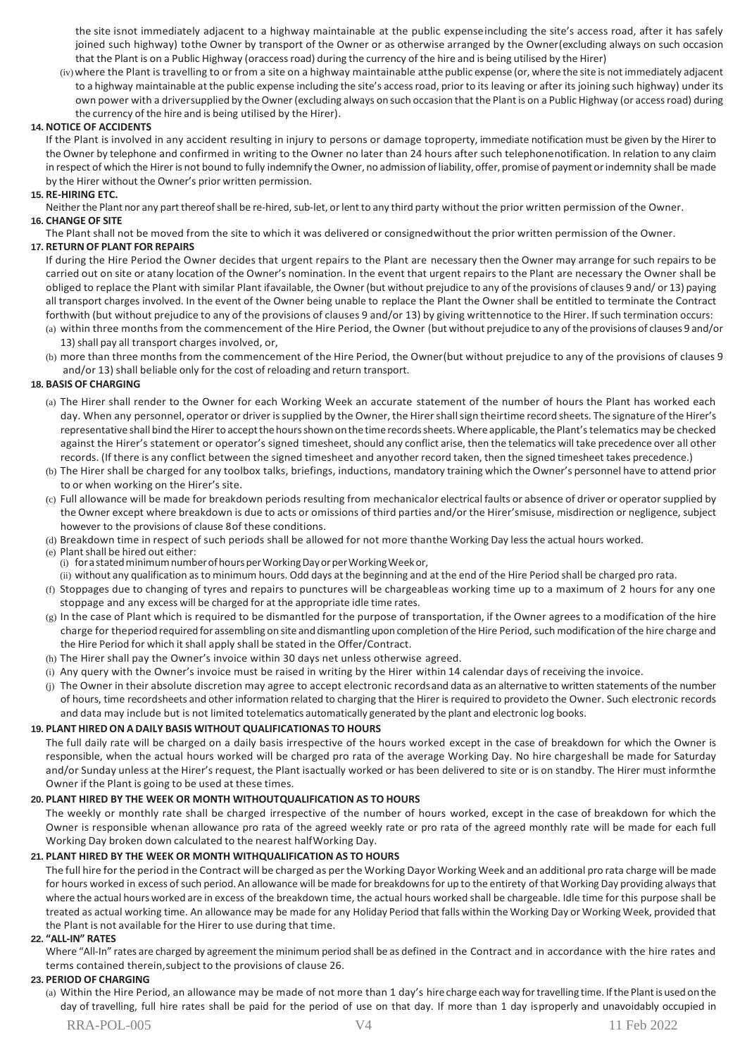the site isnot immediately adjacent to a highway maintainable at the public expenseincluding the site's access road, after it has safely joined such highway) tothe Owner by transport of the Owner or as otherwise arranged by the Owner(excluding always on such occasion that the Plant is on a Public Highway (oraccess road) during the currency of the hire and is being utilised by the Hirer)

(iv) where the Plant is travelling to or from a site on a highway maintainable atthe public expense (or, where the site is not immediately adjacent to a highway maintainable at the public expense including the site's access road, prior to its leaving or after its joining such highway) under its own power with a driversupplied by the Owner (excluding always on such occasion that the Plant is on a Public Highway (or access road) during the currency of the hire and is being utilised by the Hirer).

**14. NOTICE OF ACCIDENTS**

If the Plant is involved in any accident resulting in injury to persons or damage toproperty, immediate notification must be given by the Hirer to the Owner by telephone and confirmed in writing to the Owner no later than 24 hours after such telephonenotification. In relation to any claim in respect of which the Hirer is not bound to fully indemnify the Owner, no admission of liability, offer, promise of payment or indemnity shall be made by the Hirer without the Owner's prior written permission.

**15. RE-HIRING ETC.**

Neither the Plant nor any part thereof shall be re-hired, sub-let, or lent to any third party without the prior written permission of the Owner.

**16. CHANGE OF SITE**

The Plant shall not be moved from the site to which it was delivered or consignedwithout the prior written permission of the Owner.

**17. RETURN OF PLANT FOR REPAIRS**

If during the Hire Period the Owner decides that urgent repairs to the Plant are necessary then the Owner may arrange for such repairs to be carried out on site or atany location of the Owner's nomination. In the event that urgent repairs to the Plant are necessary the Owner shall be obliged to replace the Plant with similar Plant ifavailable, the Owner (but without prejudice to any of the provisions of clauses 9 and/ or 13) paying all transport charges involved. In the event of the Owner being unable to replace the Plant the Owner shall be entitled to terminate the Contract forthwith (but without prejudice to any of the provisions of clauses 9 and/or 13) by giving writtennotice to the Hirer. If such termination occurs:

(a) within three months from the commencement of the Hire Period, the Owner (but without prejudice to any of the provisions of clauses 9 and/or 13) shall pay all transport charges involved, or,

(b) more than three months from the commencement of the Hire Period, the Owner(but without prejudice to any of the provisions of clauses 9 and/or 13) shall beliable only for the cost of reloading and return transport.

**18. BASIS OF CHARGING**

(a) The Hirer shall render to the Owner for each Working Week an accurate statement of the number of hours the Plant has worked each day. When any personnel, operator or driver is supplied by the Owner, the Hirer shall sign theirtime record sheets. The signature of the Hirer's representative shall bind the Hirer to accept the hours shown on the time records sheets. Where applicable, the Plant's telematics may be checked against the Hirer's statement or operator's signed timesheet, should any conflict arise, then the telematics will take precedence over all other records. (If there is any conflict between the signed timesheet and anyother record taken, then the signed timesheet takes precedence.)

(b) The Hirer shall be charged for any toolbox talks, briefings, inductions, mandatory training which the Owner's personnel have to attend prior to or when working on the Hirer's site.

(c) Full allowance will be made for breakdown periods resulting from mechanicalor electrical faults or absence of driver or operator supplied by the Owner except where breakdown is due to acts or omissions of third parties and/or the Hirer'smisuse, misdirection or negligence, subject however to the provisions of clause 8of these conditions.

(d) Breakdown time in respect of such periods shall be allowed for not more thanthe Working Day less the actual hours worked.

(e) Plant shall be hired out either:

(i) for a stated minimum number of hours per Working Day or per Working Week or,

(ii) without any qualification as to minimum hours. Odd days at the beginning and at the end of the Hire Period shall be charged pro rata.

(f) Stoppages due to changing of tyres and repairs to punctures will be chargeableas working time up to a maximum of 2 hours for any one stoppage and any excess will be charged for at the appropriate idle time rates.

(g) In the case of Plant which is required to be dismantled for the purpose of transportation, if the Owner agrees to a modification of the hire charge for theperiod required for assembling on site and dismantling upon completion of the Hire Period, such modification of the hire charge and the Hire Period for which it shall apply shall be stated in the Offer/Contract.

(h) The Hirer shall pay the Owner's invoice within 30 days net unless otherwise agreed.

(i) Any query with the Owner's invoice must be raised in writing by the Hirer within 14 calendar days of receiving the invoice.

(j) The Owner in their absolute discretion may agree to accept electronic recordsand data as an alternative to written statements of the number of hours, time recordsheets and other information related to charging that the Hirer is required to provideto the Owner. Such electronic records and data may include but is not limited totelematics automatically generated by the plant and electronic log books.

**19. PLANT HIRED ON A DAILY BASIS WITHOUT QUALIFICATIONAS TO HOURS**

The full daily rate will be charged on a daily basis irrespective of the hours worked except in the case of breakdown for which the Owner is responsible, when the actual hours worked will be charged pro rata of the average Working Day. No hire chargeshall be made for Saturday and/or Sunday unless at the Hirer's request, the Plant isactually worked or has been delivered to site or is on standby. The Hirer must informthe Owner if the Plant is going to be used at these times.

**20. PLANT HIRED BY THE WEEK OR MONTH WITHOUTQUALIFICATION AS TO HOURS**

The weekly or monthly rate shall be charged irrespective of the number of hours worked, except in the case of breakdown for which the Owner is responsible whenan allowance pro rata of the agreed weekly rate or pro rata of the agreed monthly rate will be made for each full Working Day broken down calculated to the nearest halfWorking Day.

**21. PLANT HIRED BY THE WEEK OR MONTH WITHQUALIFICATION AS TO HOURS**

The full hire for the period in the Contract will be charged as per the Working Dayor Working Week and an additional pro rata charge will be made for hours worked in excess of such period. An allowance will be made for breakdowns for up to the entirety of that Working Day providing always that where the actual hours worked are in excess of the breakdown time, the actual hours worked shall be chargeable. Idle time for this purpose shall be treated as actual working time. An allowance may be made for any Holiday Period that falls within the Working Day or Working Week, provided that the Plant is not available for the Hirer to use during that time.

**22. "ALL-IN" RATES**

Where "All-In" rates are charged by agreement the minimum period shall be as defined in the Contract and in accordance with the hire rates and terms contained therein,subject to the provisions of clause 26.

**23. PERIOD OF CHARGING**

(a) Within the Hire Period, an allowance may be made of not more than 1 day's hire charge each way for travelling time. If the Plant is used on the day of travelling, full hire rates shall be paid for the period of use on that day. If more than 1 day isproperly and unavoidably occupied in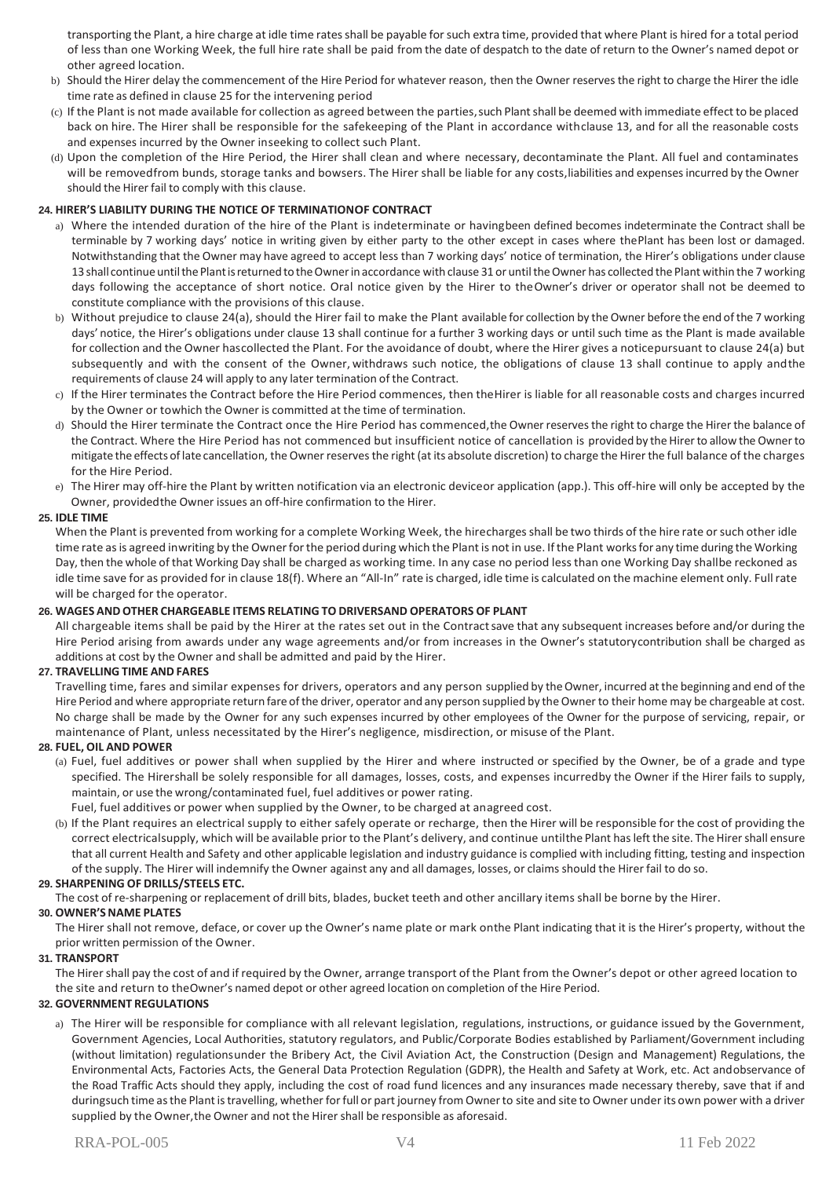transporting the Plant, a hire charge at idle time rates shall be payable for such extra time, provided that where Plant is hired for a total period of less than one Working Week, the full hire rate shall be paid from the date of despatch to the date of return to the Owner's named depot or other agreed location.

b) Should the Hirer delay the commencement of the Hire Period for whatever reason, then the Owner reserves the right to charge the Hirer the idle time rate as defined in clause 25 for the intervening period

(c) If the Plant is not made available for collection as agreed between the parties, such Plant shall be deemed with immediate effect to be placed back on hire. The Hirer shall be responsible for the safekeeping of the Plant in accordance with clause 13, and for all the reasonable costs and expenses incurred by the Owner in seeking to collect such Plant.

(d) Upon the completion of the Hire Period, the Hirer shall clean and where necessary, decontaminate the Plant. All fuel and contaminates will be removed from bunds, storage tanks and bowsers. The Hirer shall be liable for any costs, liabilities and expenses incurred by the Owner should the Hirer fail to comply with this clause.

**24. HIRER'S LIABILITY DURING THE NOTICE OF TERMINATION OF CONTRACT**

a) Where the intended duration of the hire of the Plant is indeterminate or having been defined becomes indeterminate the Contract shall be terminable by 7 working days' notice in writing given by either party to the other except in cases where the Plant has been lost or damaged. Notwithstanding that the Owner may have agreed to accept less than 7 working days' notice of termination, the Hirer's obligations under clause 13 shall continue until the Plant is returned to the Owner in accordance with clause 31 or until the Owner has collected the Plant within the 7 working days following the acceptance of short notice. Oral notice given by the Hirer to the Owner's driver or operator shall not be deemed to constitute compliance with the provisions of this clause.

b) Without prejudice to clause 24(a), should the Hirer fail to make the Plant available for collection by the Owner before the end of the 7 working days' notice, the Hirer's obligations under clause 13 shall continue for a further 3 working days or until such time as the Plant is made available for collection and the Owner has collected the Plant. For the avoidance of doubt, where the Hirer gives a notice pursuant to clause 24(a) but subsequently and with the consent of the Owner, withdraws such notice, the obligations of clause 13 shall continue to apply and the requirements of clause 24 will apply to any later termination of the Contract.

c) If the Hirer terminates the Contract before the Hire Period commences, then the Hirer is liable for all reasonable costs and charges incurred by the Owner or to which the Owner is committed at the time of termination.

d) Should the Hirer terminate the Contract once the Hire Period has commenced, the Owner reserves the right to charge the Hirer the balance of the Contract. Where the Hire Period has not commenced but insufficient notice of cancellation is provided by the Hirer to allow the Owner to mitigate the effects of late cancellation, the Owner reserves the right (at its absolute discretion) to charge the Hirer the full balance of the charges for the Hire Period.

e) The Hirer may off-hire the Plant by written notification via an electronic device or application (app.). This off-hire will only be accepted by the Owner, provided the Owner issues an off-hire confirmation to the Hirer.

**25. IDLE TIME**

When the Plant is prevented from working for a complete Working Week, the hire charges shall be two thirds of the hire rate or such other idle time rate as is agreed in writing by the Owner for the period during which the Plant is not in use. If the Plant works for any time during the Working Day, then the whole of that Working Day shall be charged as working time. In any case no period less than one Working Day shall be reckoned as idle time save for as provided for in clause 18(f). Where an "All-In" rate is charged, idle time is calculated on the machine element only. Full rate will be charged for the operator.

**26. WAGES AND OTHER CHARGEABLE ITEMS RELATING TO DRIVERS AND OPERATORS OF PLANT**

All chargeable items shall be paid by the Hirer at the rates set out in the Contract save that any subsequent increases before and/or during the Hire Period arising from awards under any wage agreements and/or from increases in the Owner's statutory contribution shall be charged as additions at cost by the Owner and shall be admitted and paid by the Hirer.

**27. TRAVELLING TIME AND FARES**

Travelling time, fares and similar expenses for drivers, operators and any person supplied by the Owner, incurred at the beginning and end of the Hire Period and where appropriate return fare of the driver, operator and any person supplied by the Owner to their home may be chargeable at cost. No charge shall be made by the Owner for any such expenses incurred by other employees of the Owner for the purpose of servicing, repair, or maintenance of Plant, unless necessitated by the Hirer's negligence, misdirection, or misuse of the Plant.

**28. FUEL, OIL AND POWER**

(a) Fuel, fuel additives or power shall when supplied by the Hirer and where instructed or specified by the Owner, be of a grade and type specified. The Hirer shall be solely responsible for all damages, losses, costs, and expenses incurred by the Owner if the Hirer fails to supply, maintain, or use the wrong/contaminated fuel, fuel additives or power rating.

Fuel, fuel additives or power when supplied by the Owner, to be charged at an agreed cost.

(b) If the Plant requires an electrical supply to either safely operate or recharge, then the Hirer will be responsible for the cost of providing the correct electrical supply, which will be available prior to the Plant's delivery, and continue until the Plant has left the site. The Hirer shall ensure that all current Health and Safety and other applicable legislation and industry guidance is complied with including fitting, testing and inspection of the supply. The Hirer will indemnify the Owner against any and all damages, losses, or claims should the Hirer fail to do so.

**29. SHARPENING OF DRILLS/STEELS ETC.**

The cost of re-sharpening or replacement of drill bits, blades, bucket teeth and other ancillary items shall be borne by the Hirer.

**30. OWNER'S NAME PLATES**

The Hirer shall not remove, deface, or cover up the Owner's name plate or mark on the Plant indicating that it is the Hirer's property, without the prior written permission of the Owner.

**31. TRANSPORT**

The Hirer shall pay the cost of and if required by the Owner, arrange transport of the Plant from the Owner's depot or other agreed location to the site and return to the Owner's named depot or other agreed location on completion of the Hire Period.

**32. GOVERNMENT REGULATIONS**

a) The Hirer will be responsible for compliance with all relevant legislation, regulations, instructions, or guidance issued by the Government, Government Agencies, Local Authorities, statutory regulators, and Public/Corporate Bodies established by Parliament/Government including (without limitation) regulations under the Bribery Act, the Civil Aviation Act, the Construction (Design and Management) Regulations, the Environmental Acts, Factories Acts, the General Data Protection Regulation (GDPR), the Health and Safety at Work, etc. Act and observance of the Road Traffic Acts should they apply, including the cost of road fund licences and any insurances made necessary thereby, save that if and during such time as the Plant is travelling, whether for full or part journey from Owner to site and site to Owner under its own power with a driver supplied by the Owner, the Owner and not the Hirer shall be responsible as aforesaid.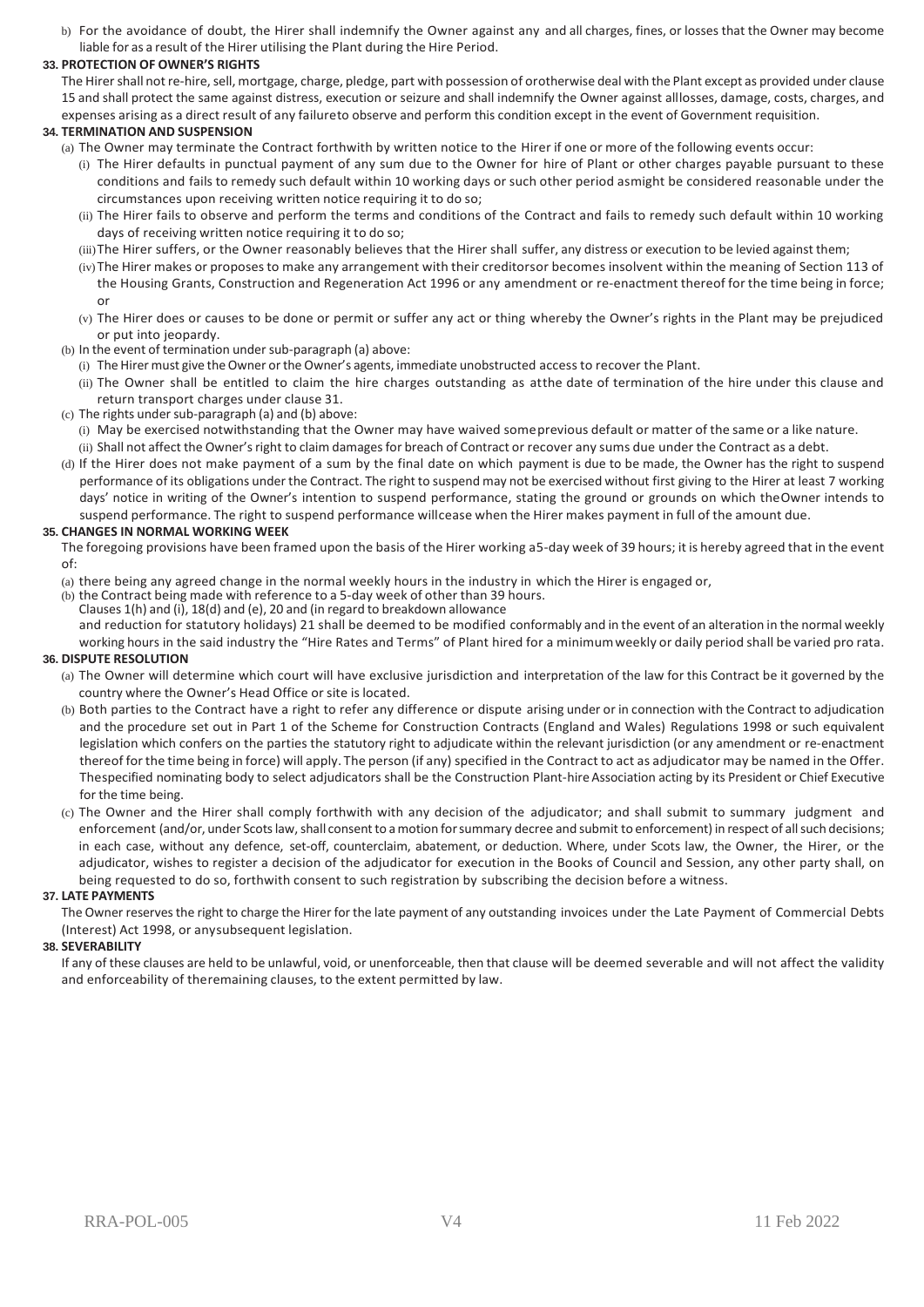b) For the avoidance of doubt, the Hirer shall indemnify the Owner against any and all charges, fines, or losses that the Owner may become liable for as a result of the Hirer utilising the Plant during the Hire Period.

**33. PROTECTION OF OWNER'S RIGHTS**

The Hirer shall not re-hire, sell, mortgage, charge, pledge, part with possession of orotherwise deal with the Plant except as provided under clause 15 and shall protect the same against distress, execution or seizure and shall indemnify the Owner against alllosses, damage, costs, charges, and expenses arising as a direct result of any failureto observe and perform this condition except in the event of Government requisition.

**34. TERMINATION AND SUSPENSION**

(a) The Owner may terminate the Contract forthwith by written notice to the Hirer if one or more of the following events occur:

(i) The Hirer defaults in punctual payment of any sum due to the Owner for hire of Plant or other charges payable pursuant to these conditions and fails to remedy such default within 10 working days or such other period asmight be considered reasonable under the circumstances upon receiving written notice requiring it to do so;

(ii) The Hirer fails to observe and perform the terms and conditions of the Contract and fails to remedy such default within 10 working days of receiving written notice requiring it to do so;

(iii) The Hirer suffers, or the Owner reasonably believes that the Hirer shall suffer, any distress or execution to be levied against them;

(iv) The Hirer makes or proposes to make any arrangement with their creditorsor becomes insolvent within the meaning of Section 113 of the Housing Grants, Construction and Regeneration Act 1996 or any amendment or re-enactment thereof for the time being in force; or

(v) The Hirer does or causes to be done or permit or suffer any act or thing whereby the Owner's rights in the Plant may be prejudiced or put into jeopardy.

(b) In the event of termination under sub-paragraph (a) above:

(i) The Hirer must give the Owner or the Owner's agents, immediate unobstructed access to recover the Plant.

(ii) The Owner shall be entitled to claim the hire charges outstanding as atthe date of termination of the hire under this clause and return transport charges under clause 31.

(c) The rights under sub-paragraph (a) and (b) above:

(i) May be exercised notwithstanding that the Owner may have waived someprevious default or matter of the same or a like nature.

(ii) Shall not affect the Owner's right to claim damages for breach of Contract or recover any sums due under the Contract as a debt.

(d) If the Hirer does not make payment of a sum by the final date on which payment is due to be made, the Owner has the right to suspend performance of its obligations under the Contract. The right to suspend may not be exercised without first giving to the Hirer at least 7 working days' notice in writing of the Owner's intention to suspend performance, stating the ground or grounds on which theOwner intends to suspend performance. The right to suspend performance willcease when the Hirer makes payment in full of the amount due.

**35. CHANGES IN NORMAL WORKING WEEK**

The foregoing provisions have been framed upon the basis of the Hirer working a5-day week of 39 hours; it is hereby agreed that in the event of:

(a) there being any agreed change in the normal weekly hours in the industry in which the Hirer is engaged or,

(b) the Contract being made with reference to a 5-day week of other than 39 hours.

Clauses 1(h) and (i), 18(d) and (e), 20 and (in regard to breakdown allowance and reduction for statutory holidays) 21 shall be deemed to be modified conformably and in the event of an alteration in the normal weekly working hours in the said industry the "Hire Rates and Terms" of Plant hired for a minimumweekly or daily period shall be varied pro rata.

**36. DISPUTE RESOLUTION**

(a) The Owner will determine which court will have exclusive jurisdiction and interpretation of the law for this Contract be it governed by the country where the Owner's Head Office or site is located.

(b) Both parties to the Contract have a right to refer any difference or dispute arising under or in connection with the Contract to adjudication and the procedure set out in Part 1 of the Scheme for Construction Contracts (England and Wales) Regulations 1998 or such equivalent legislation which confers on the parties the statutory right to adjudicate within the relevant jurisdiction (or any amendment or re-enactment thereof for the time being in force) will apply. The person (if any) specified in the Contract to act as adjudicator may be named in the Offer. Thespecified nominating body to select adjudicators shall be the Construction Plant-hire Association acting by its President or Chief Executive for the time being.

(c) The Owner and the Hirer shall comply forthwith with any decision of the adjudicator; and shall submit to summary judgment and enforcement (and/or, under Scots law, shall consent to a motion forsummary decree and submit to enforcement) in respect of all such decisions; in each case, without any defence, set-off, counterclaim, abatement, or deduction. Where, under Scots law, the Owner, the Hirer, or the adjudicator, wishes to register a decision of the adjudicator for execution in the Books of Council and Session, any other party shall, on being requested to do so, forthwith consent to such registration by subscribing the decision before a witness.

**37. LATE PAYMENTS**

The Owner reserves the right to charge the Hirer for the late payment of any outstanding invoices under the Late Payment of Commercial Debts (Interest) Act 1998, or anysubsequent legislation.

**38. SEVERABILITY**

If any of these clauses are held to be unlawful, void, or unenforceable, then that clause will be deemed severable and will not affect the validity and enforceability of theremaining clauses, to the extent permitted by law.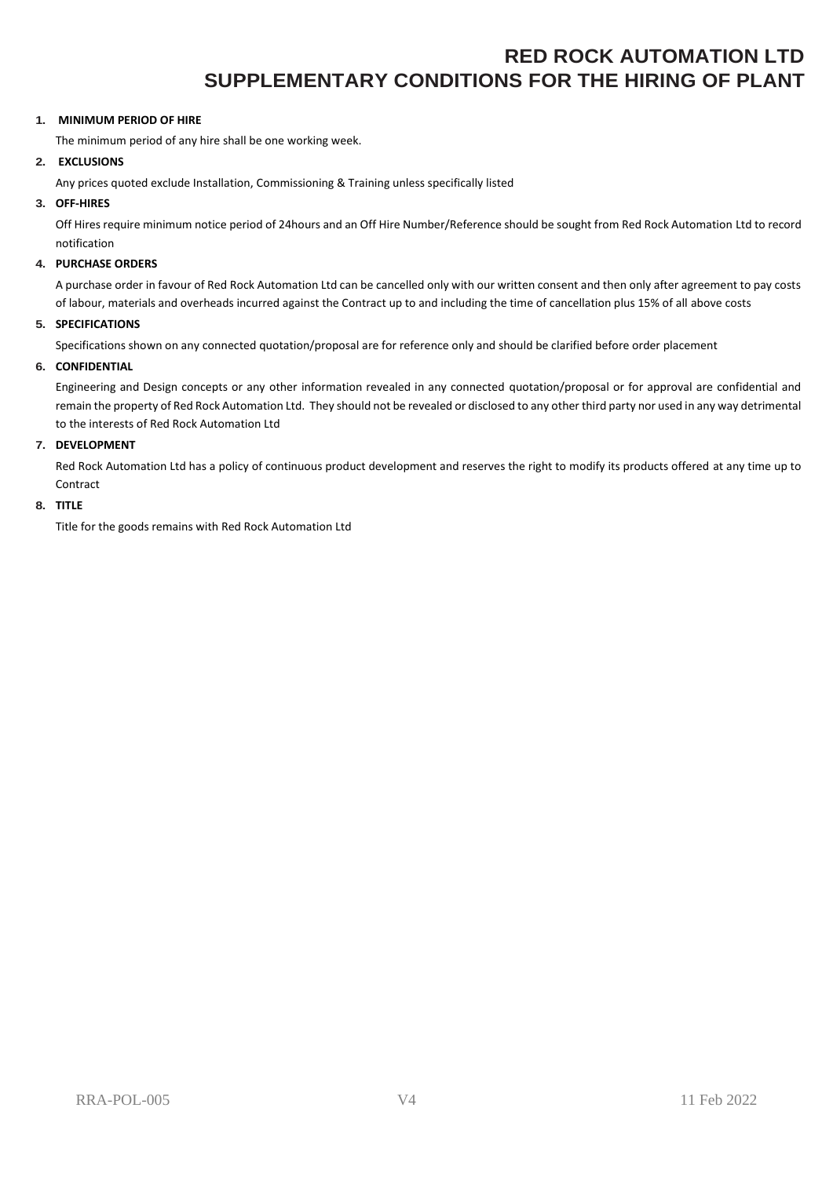# RED ROCK AUTOMATION LTD
# SUPPLEMENTARY CONDITIONS FOR THE HIRING OF PLANT

**1. MINIMUM PERIOD OF HIRE**

The minimum period of any hire shall be one working week.

**2. EXCLUSIONS**

Any prices quoted exclude Installation, Commissioning & Training unless specifically listed

**3. OFF-HIRES**

Off Hires require minimum notice period of 24hours and an Off Hire Number/Reference should be sought from Red Rock Automation Ltd to record notification

**4. PURCHASE ORDERS**

A purchase order in favour of Red Rock Automation Ltd can be cancelled only with our written consent and then only after agreement to pay costs of labour, materials and overheads incurred against the Contract up to and including the time of cancellation plus 15% of all above costs

**5. SPECIFICATIONS**

Specifications shown on any connected quotation/proposal are for reference only and should be clarified before order placement

**6. CONFIDENTIAL**

Engineering and Design concepts or any other information revealed in any connected quotation/proposal or for approval are confidential and remain the property of Red Rock Automation Ltd. They should not be revealed or disclosed to any other third party nor used in any way detrimental to the interests of Red Rock Automation Ltd

**7. DEVELOPMENT**

Red Rock Automation Ltd has a policy of continuous product development and reserves the right to modify its products offered at any time up to Contract

**8. TITLE**

Title for the goods remains with Red Rock Automation Ltd

RRA-POL-005 V4 11 Feb 2022